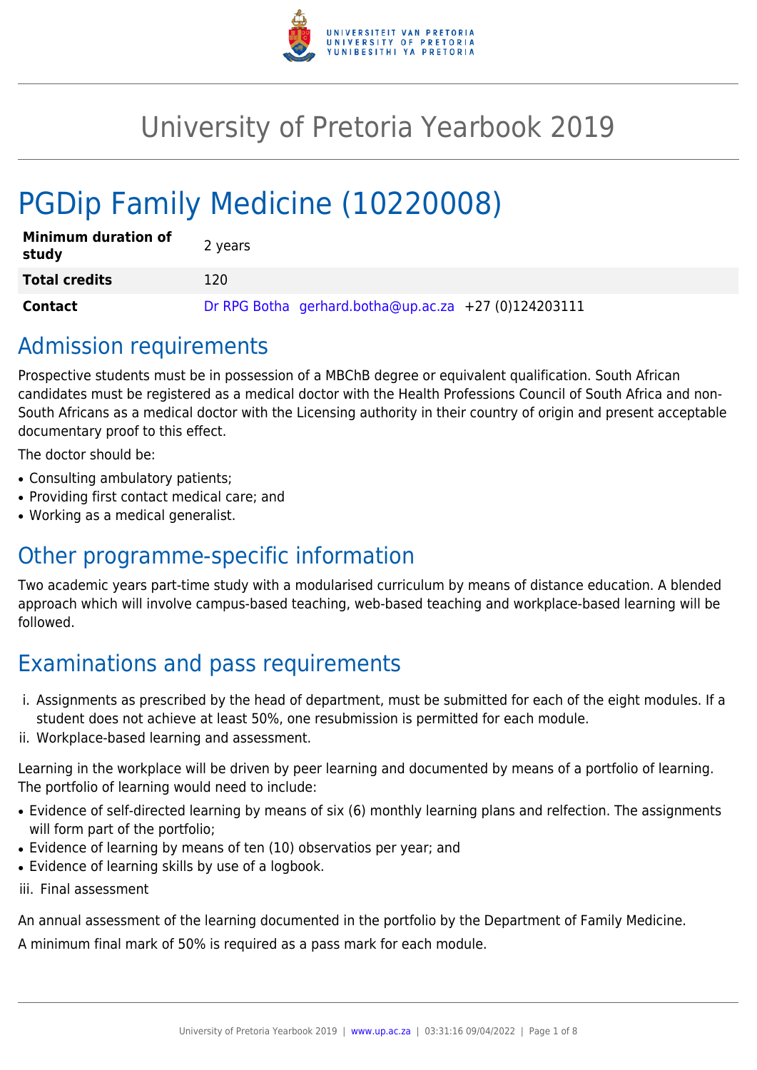# University of Pretoria Yearbook 2019

# PGDip Family Medicine (10220008)

| | |
|---|---|
| **Minimum duration of study** | 2 years |
| **Total credits** | 120 |
| **Contact** | Dr RPG Botha gerhard.botha@up.ac.za +27 (0)124203111 |

## Admission requirements

Prospective students must be in possession of a MBChB degree or equivalent qualification. South African candidates must be registered as a medical doctor with the Health Professions Council of South Africa and non-South Africans as a medical doctor with the Licensing authority in their country of origin and present acceptable documentary proof to this effect.

The doctor should be:

- Consulting ambulatory patients;
- Providing first contact medical care; and
- Working as a medical generalist.

## Other programme-specific information

Two academic years part-time study with a modularised curriculum by means of distance education. A blended approach which will involve campus-based teaching, web-based teaching and workplace-based learning will be followed.

## Examinations and pass requirements

i. Assignments as prescribed by the head of department, must be submitted for each of the eight modules. If a student does not achieve at least 50%, one resubmission is permitted for each module.
ii. Workplace-based learning and assessment.

Learning in the workplace will be driven by peer learning and documented by means of a portfolio of learning. The portfolio of learning would need to include:

- Evidence of self-directed learning by means of six (6) monthly learning plans and relfection. The assignments will form part of the portfolio;
- Evidence of learning by means of ten (10) observatios per year; and
- Evidence of learning skills by use of a logbook.

iii. Final assessment

An annual assessment of the learning documented in the portfolio by the Department of Family Medicine.

A minimum final mark of 50% is required as a pass mark for each module.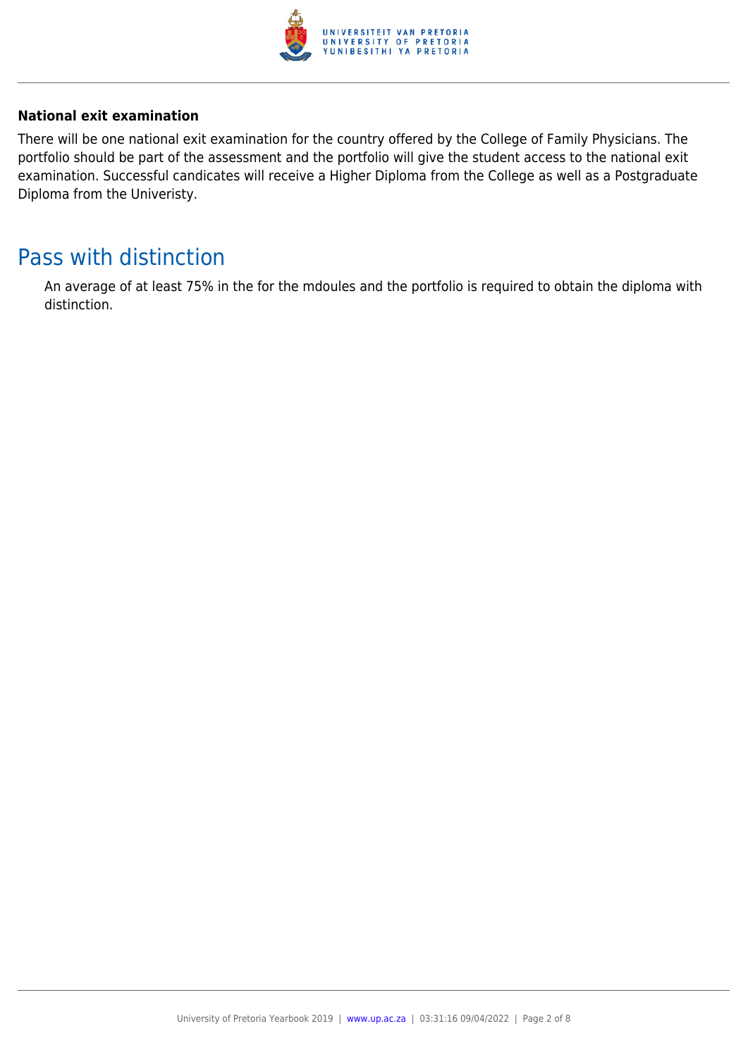**National exit examination**

There will be one national exit examination for the country offered by the College of Family Physicians. The portfolio should be part of the assessment and the portfolio will give the student access to the national exit examination. Successful candicates will receive a Higher Diploma from the College as well as a Postgraduate Diploma from the Univeristy.

## Pass with distinction

An average of at least 75% in the for the mdoules and the portfolio is required to obtain the diploma with distinction.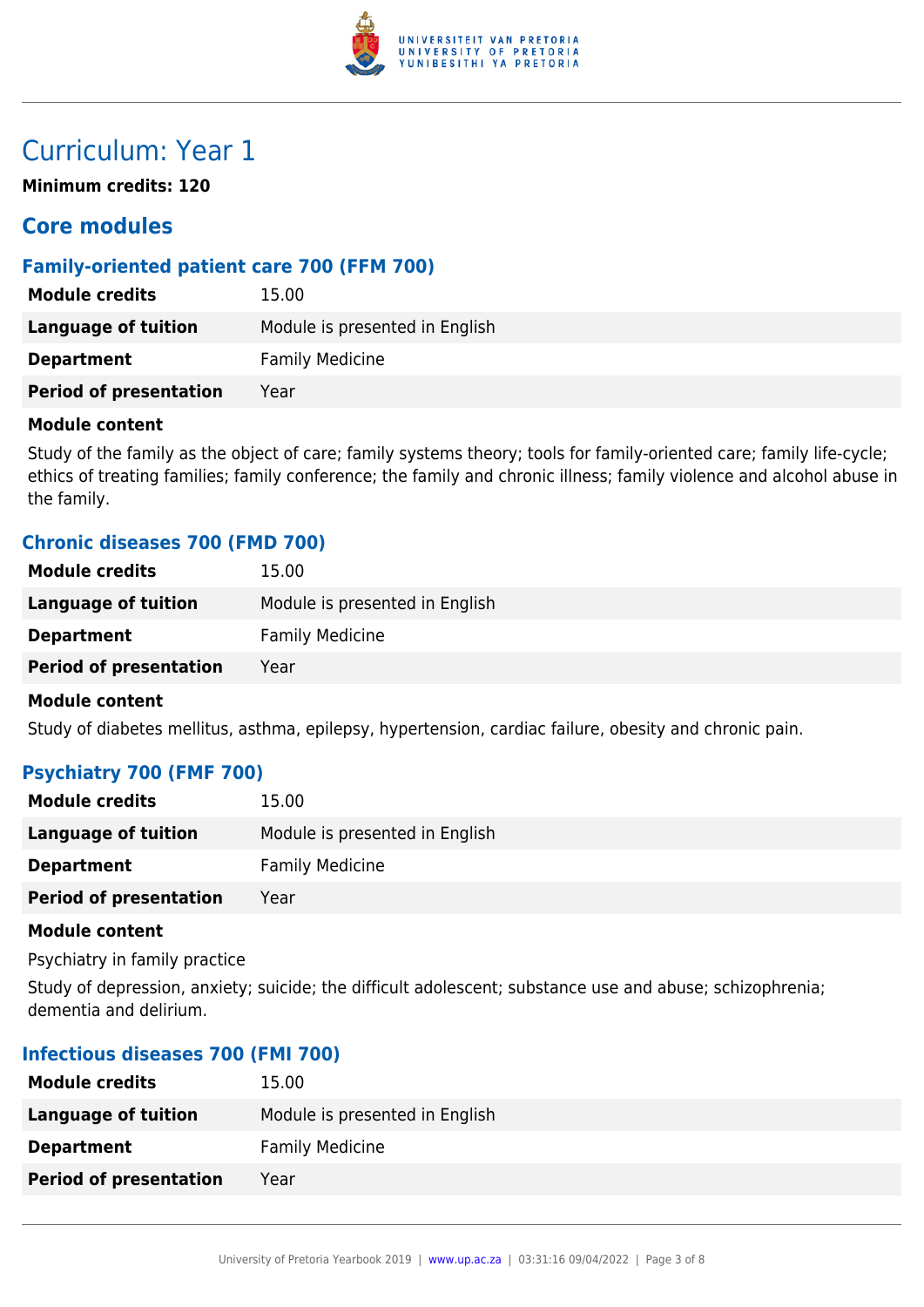# Curriculum: Year 1

**Minimum credits: 120**

## Core modules

### Family-oriented patient care 700 (FFM 700)

| | |
|---|---|
| **Module credits** | 15.00 |
| **Language of tuition** | Module is presented in English |
| **Department** | Family Medicine |
| **Period of presentation** | Year |

**Module content**

Study of the family as the object of care; family systems theory; tools for family-oriented care; family life-cycle; ethics of treating families; family conference; the family and chronic illness; family violence and alcohol abuse in the family.

### Chronic diseases 700 (FMD 700)

| | |
|---|---|
| **Module credits** | 15.00 |
| **Language of tuition** | Module is presented in English |
| **Department** | Family Medicine |
| **Period of presentation** | Year |

**Module content**

Study of diabetes mellitus, asthma, epilepsy, hypertension, cardiac failure, obesity and chronic pain.

### Psychiatry 700 (FMF 700)

| | |
|---|---|
| **Module credits** | 15.00 |
| **Language of tuition** | Module is presented in English |
| **Department** | Family Medicine |
| **Period of presentation** | Year |

**Module content**

Psychiatry in family practice

Study of depression, anxiety; suicide; the difficult adolescent; substance use and abuse; schizophrenia; dementia and delirium.

### Infectious diseases 700 (FMI 700)

| | |
|---|---|
| **Module credits** | 15.00 |
| **Language of tuition** | Module is presented in English |
| **Department** | Family Medicine |
| **Period of presentation** | Year |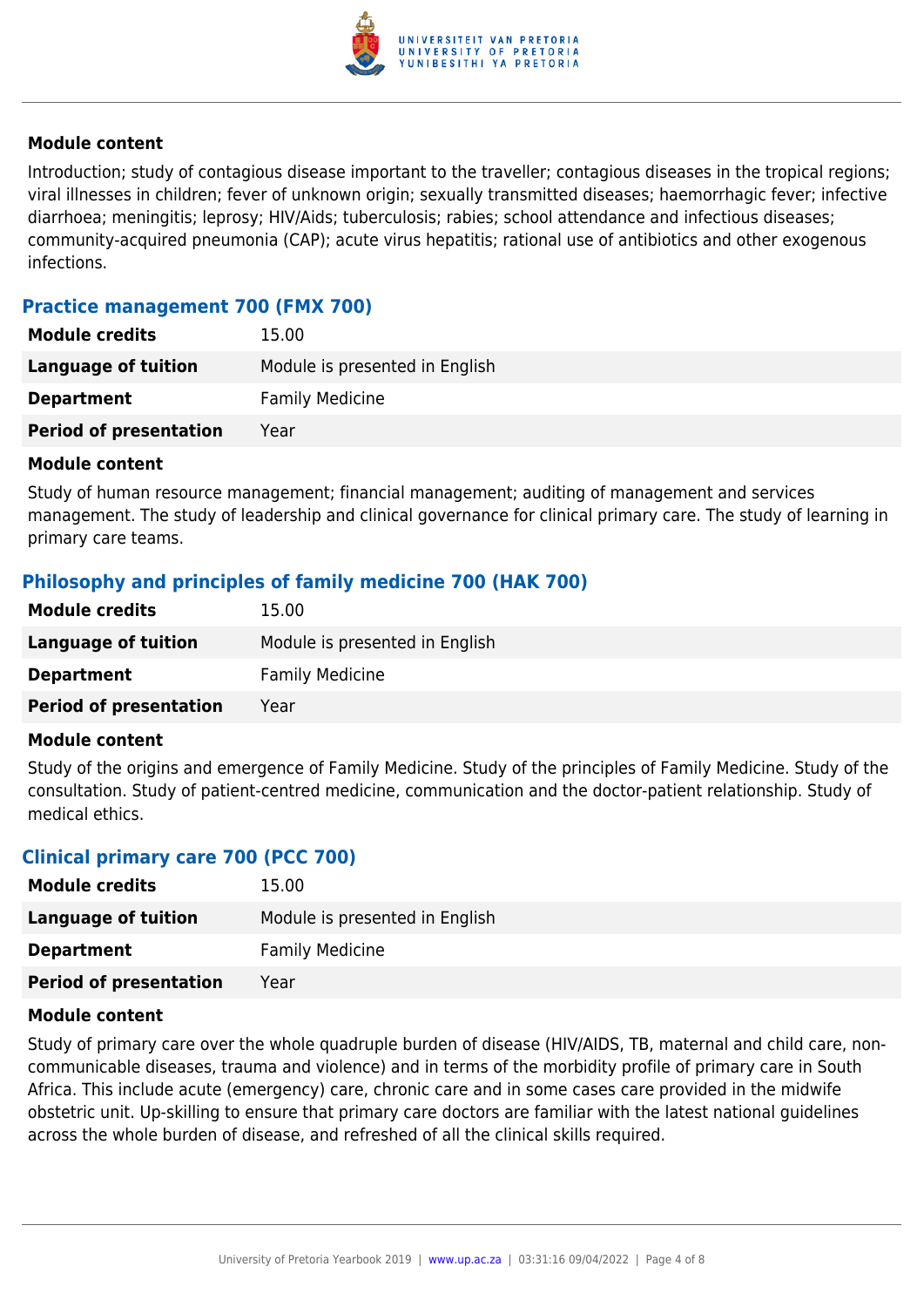#### Module content

Introduction; study of contagious disease important to the traveller; contagious diseases in the tropical regions; viral illnesses in children; fever of unknown origin; sexually transmitted diseases; haemorrhagic fever; infective diarrhoea; meningitis; leprosy; HIV/Aids; tuberculosis; rabies; school attendance and infectious diseases; community-acquired pneumonia (CAP); acute virus hepatitis; rational use of antibiotics and other exogenous infections.

### Practice management 700 (FMX 700)

| | |
|---|---|
| **Module credits** | 15.00 |
| **Language of tuition** | Module is presented in English |
| **Department** | Family Medicine |
| **Period of presentation** | Year |

#### Module content

Study of human resource management; financial management; auditing of management and services management. The study of leadership and clinical governance for clinical primary care. The study of learning in primary care teams.

### Philosophy and principles of family medicine 700 (HAK 700)

| | |
|---|---|
| **Module credits** | 15.00 |
| **Language of tuition** | Module is presented in English |
| **Department** | Family Medicine |
| **Period of presentation** | Year |

#### Module content

Study of the origins and emergence of Family Medicine. Study of the principles of Family Medicine. Study of the consultation. Study of patient-centred medicine, communication and the doctor-patient relationship. Study of medical ethics.

### Clinical primary care 700 (PCC 700)

| | |
|---|---|
| **Module credits** | 15.00 |
| **Language of tuition** | Module is presented in English |
| **Department** | Family Medicine |
| **Period of presentation** | Year |

#### Module content

Study of primary care over the whole quadruple burden of disease (HIV/AIDS, TB, maternal and child care, non-communicable diseases, trauma and violence) and in terms of the morbidity profile of primary care in South Africa. This include acute (emergency) care, chronic care and in some cases care provided in the midwife obstetric unit. Up-skilling to ensure that primary care doctors are familiar with the latest national guidelines across the whole burden of disease, and refreshed of all the clinical skills required.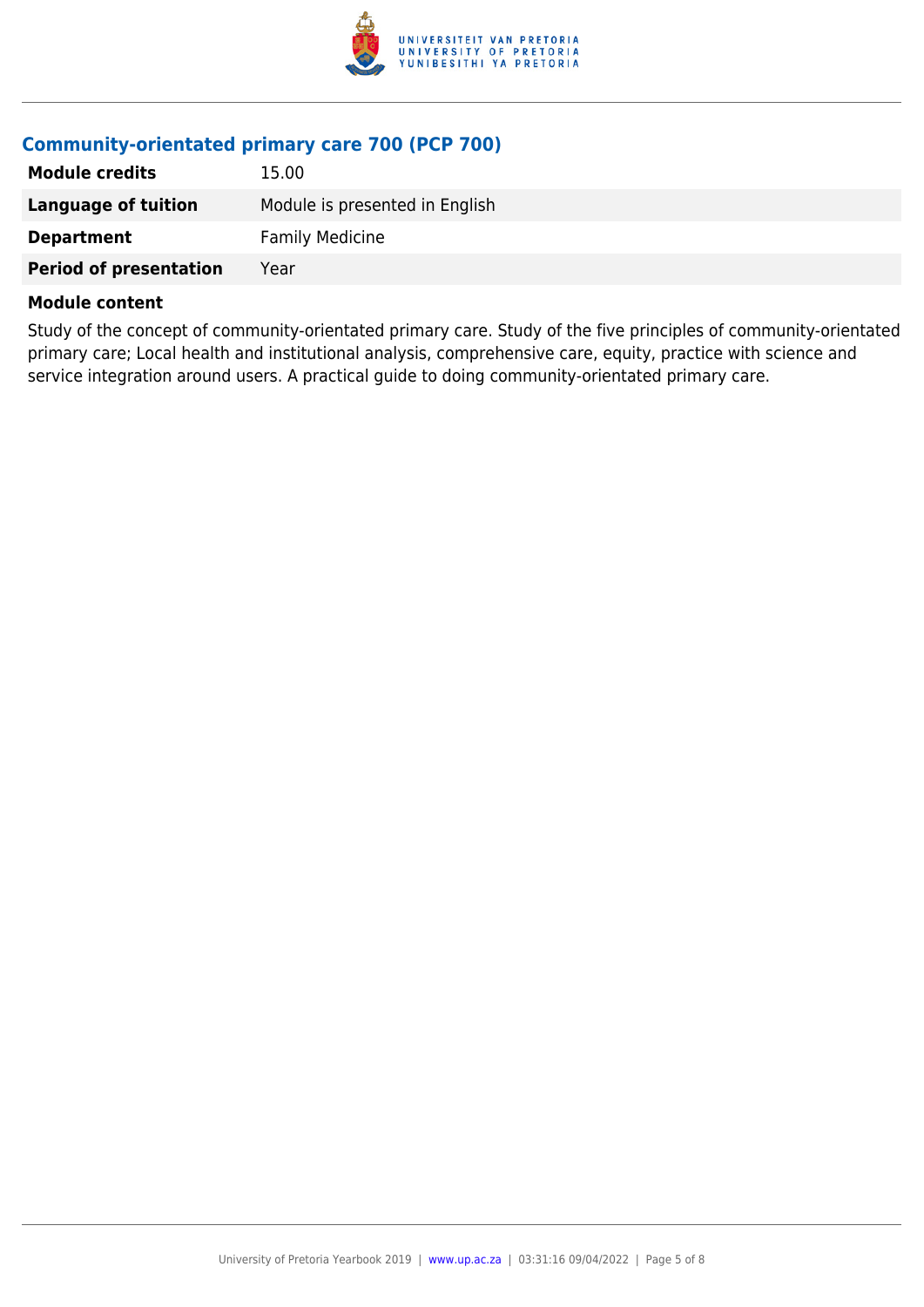### Community-orientated primary care 700 (PCP 700)

| | |
|---|---|
| **Module credits** | 15.00 |
| **Language of tuition** | Module is presented in English |
| **Department** | Family Medicine |
| **Period of presentation** | Year |

**Module content**

Study of the concept of community-orientated primary care. Study of the five principles of community-orientated primary care; Local health and institutional analysis, comprehensive care, equity, practice with science and service integration around users. A practical guide to doing community-orientated primary care.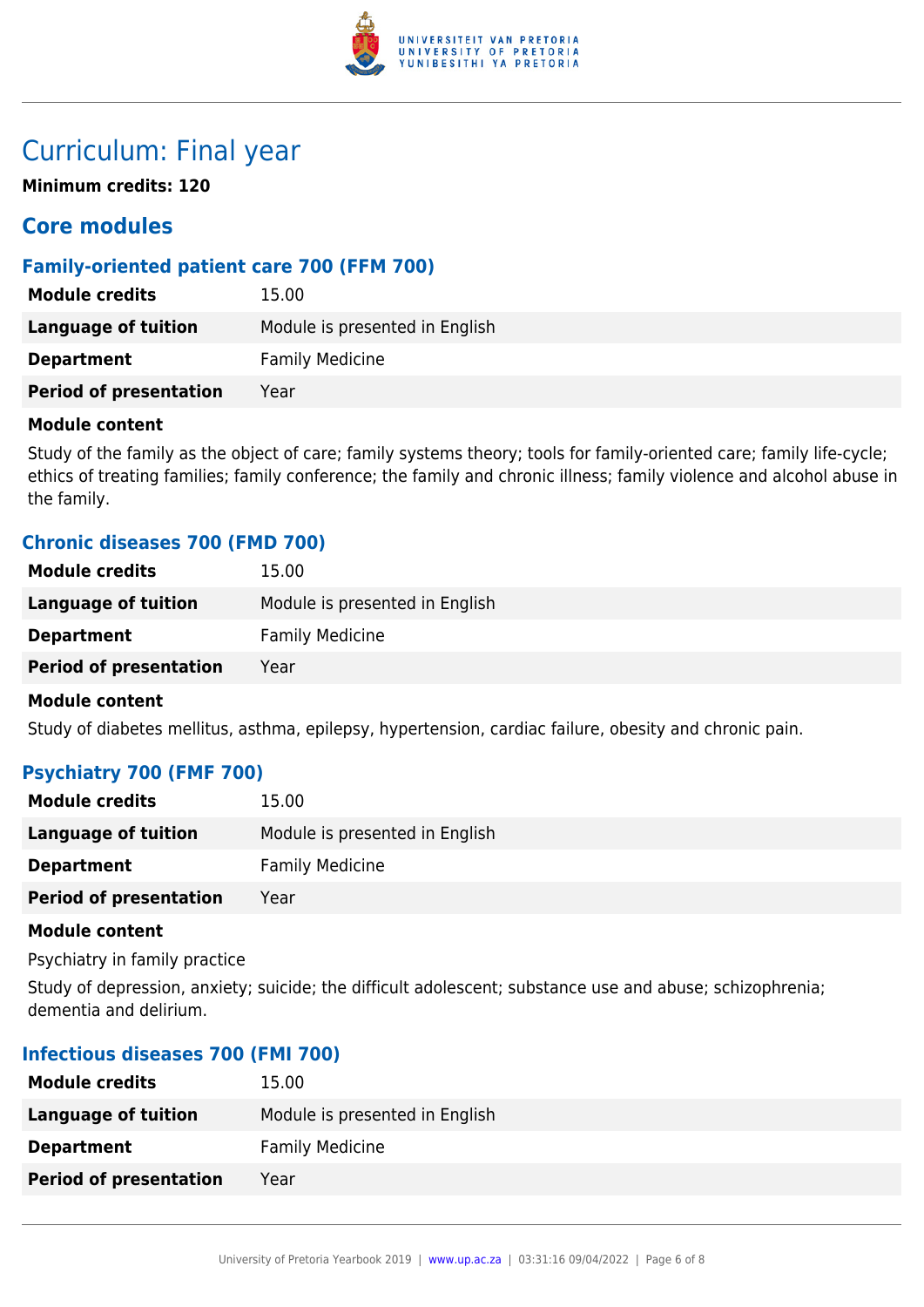# Curriculum: Final year

**Minimum credits: 120**

## Core modules

### Family-oriented patient care 700 (FFM 700)

| | |
|---|---|
| **Module credits** | 15.00 |
| **Language of tuition** | Module is presented in English |
| **Department** | Family Medicine |
| **Period of presentation** | Year |

**Module content**

Study of the family as the object of care; family systems theory; tools for family-oriented care; family life-cycle; ethics of treating families; family conference; the family and chronic illness; family violence and alcohol abuse in the family.

### Chronic diseases 700 (FMD 700)

| | |
|---|---|
| **Module credits** | 15.00 |
| **Language of tuition** | Module is presented in English |
| **Department** | Family Medicine |
| **Period of presentation** | Year |

**Module content**

Study of diabetes mellitus, asthma, epilepsy, hypertension, cardiac failure, obesity and chronic pain.

### Psychiatry 700 (FMF 700)

| | |
|---|---|
| **Module credits** | 15.00 |
| **Language of tuition** | Module is presented in English |
| **Department** | Family Medicine |
| **Period of presentation** | Year |

**Module content**

Psychiatry in family practice

Study of depression, anxiety; suicide; the difficult adolescent; substance use and abuse; schizophrenia; dementia and delirium.

### Infectious diseases 700 (FMI 700)

| | |
|---|---|
| **Module credits** | 15.00 |
| **Language of tuition** | Module is presented in English |
| **Department** | Family Medicine |
| **Period of presentation** | Year |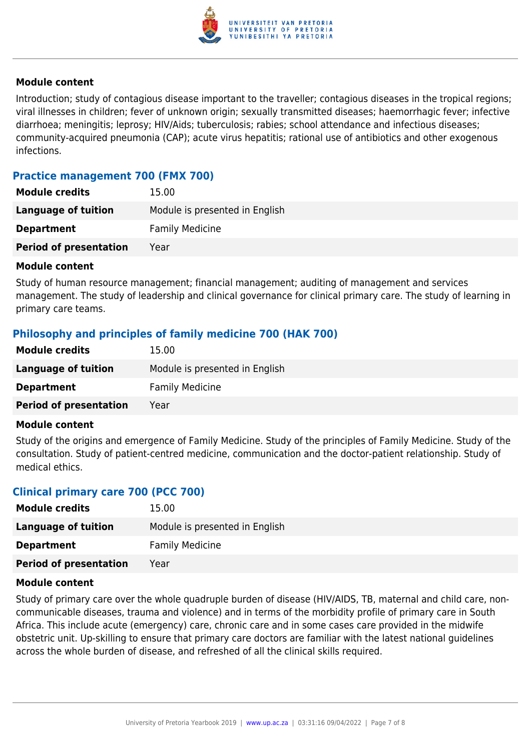#### Module content

Introduction; study of contagious disease important to the traveller; contagious diseases in the tropical regions; viral illnesses in children; fever of unknown origin; sexually transmitted diseases; haemorrhagic fever; infective diarrhoea; meningitis; leprosy; HIV/Aids; tuberculosis; rabies; school attendance and infectious diseases; community-acquired pneumonia (CAP); acute virus hepatitis; rational use of antibiotics and other exogenous infections.

### Practice management 700 (FMX 700)

| | |
|---|---|
| **Module credits** | 15.00 |
| **Language of tuition** | Module is presented in English |
| **Department** | Family Medicine |
| **Period of presentation** | Year |

#### Module content

Study of human resource management; financial management; auditing of management and services management. The study of leadership and clinical governance for clinical primary care. The study of learning in primary care teams.

### Philosophy and principles of family medicine 700 (HAK 700)

| | |
|---|---|
| **Module credits** | 15.00 |
| **Language of tuition** | Module is presented in English |
| **Department** | Family Medicine |
| **Period of presentation** | Year |

#### Module content

Study of the origins and emergence of Family Medicine. Study of the principles of Family Medicine. Study of the consultation. Study of patient-centred medicine, communication and the doctor-patient relationship. Study of medical ethics.

### Clinical primary care 700 (PCC 700)

| | |
|---|---|
| **Module credits** | 15.00 |
| **Language of tuition** | Module is presented in English |
| **Department** | Family Medicine |
| **Period of presentation** | Year |

#### Module content

Study of primary care over the whole quadruple burden of disease (HIV/AIDS, TB, maternal and child care, non-communicable diseases, trauma and violence) and in terms of the morbidity profile of primary care in South Africa. This include acute (emergency) care, chronic care and in some cases care provided in the midwife obstetric unit. Up-skilling to ensure that primary care doctors are familiar with the latest national guidelines across the whole burden of disease, and refreshed of all the clinical skills required.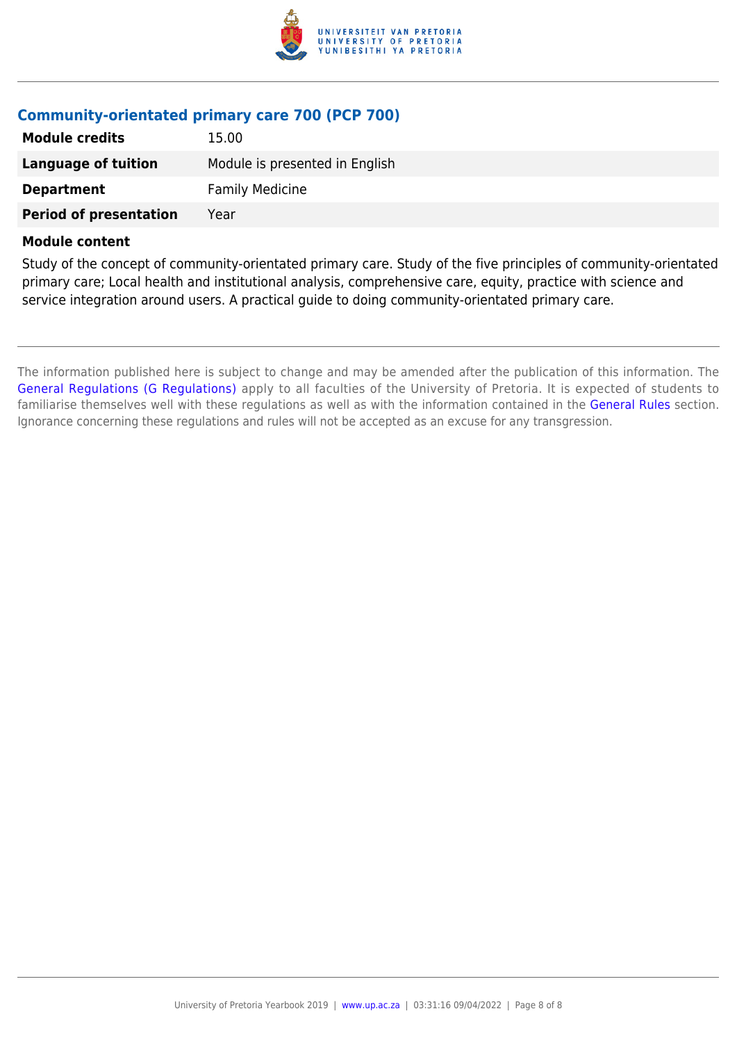### Community-orientated primary care 700 (PCP 700)

| | |
|---|---|
| **Module credits** | 15.00 |
| **Language of tuition** | Module is presented in English |
| **Department** | Family Medicine |
| **Period of presentation** | Year |

**Module content**

Study of the concept of community-orientated primary care. Study of the five principles of community-orientated primary care; Local health and institutional analysis, comprehensive care, equity, practice with science and service integration around users. A practical guide to doing community-orientated primary care.

---

The information published here is subject to change and may be amended after the publication of this information. The General Regulations (G Regulations) apply to all faculties of the University of Pretoria. It is expected of students to familiarise themselves well with these regulations as well as with the information contained in the General Rules section. Ignorance concerning these regulations and rules will not be accepted as an excuse for any transgression.